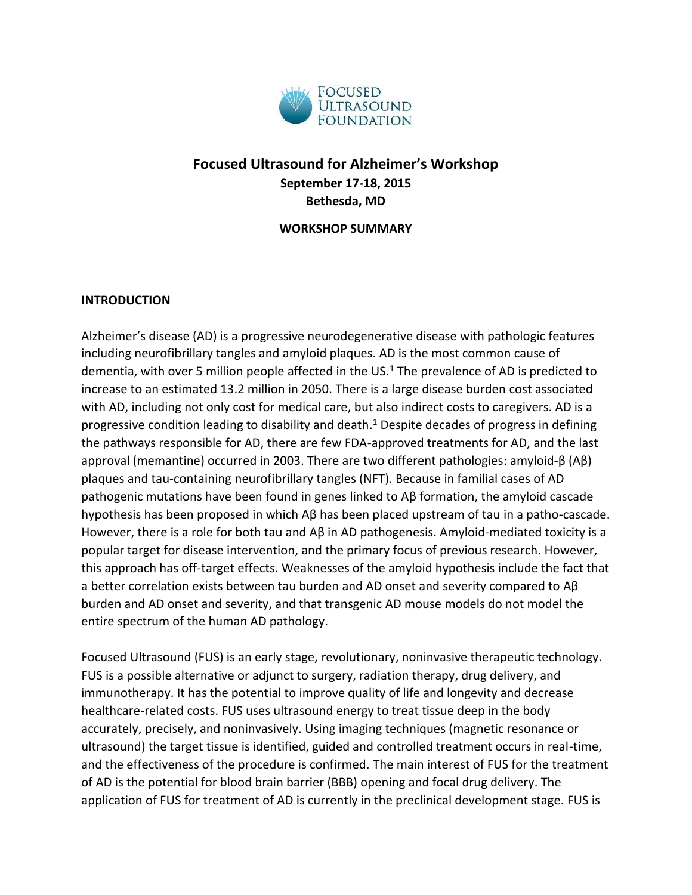# Focused Ultrasound for Alzheimer's Workshop

**September 17-18, 2015**

**Bethesda, MD**

**WORKSHOP SUMMARY**

## INTRODUCTION

Alzheimer's disease (AD) is a progressive neurodegenerative disease with pathologic features including neurofibrillary tangles and amyloid plaques. AD is the most common cause of dementia, with over 5 million people affected in the US.[1] The prevalence of AD is predicted to increase to an estimated 13.2 million in 2050. There is a large disease burden cost associated with AD, including not only cost for medical care, but also indirect costs to caregivers. AD is a progressive condition leading to disability and death.[1] Despite decades of progress in defining the pathways responsible for AD, there are few FDA-approved treatments for AD, and the last approval (memantine) occurred in 2003. There are two different pathologies: amyloid-β (Aβ) plaques and tau-containing neurofibrillary tangles (NFT). Because in familial cases of AD pathogenic mutations have been found in genes linked to Aβ formation, the amyloid cascade hypothesis has been proposed in which Aβ has been placed upstream of tau in a patho-cascade. However, there is a role for both tau and Aβ in AD pathogenesis. Amyloid-mediated toxicity is a popular target for disease intervention, and the primary focus of previous research. However, this approach has off-target effects. Weaknesses of the amyloid hypothesis include the fact that a better correlation exists between tau burden and AD onset and severity compared to Aβ burden and AD onset and severity, and that transgenic AD mouse models do not model the entire spectrum of the human AD pathology.

Focused Ultrasound (FUS) is an early stage, revolutionary, noninvasive therapeutic technology. FUS is a possible alternative or adjunct to surgery, radiation therapy, drug delivery, and immunotherapy. It has the potential to improve quality of life and longevity and decrease healthcare-related costs. FUS uses ultrasound energy to treat tissue deep in the body accurately, precisely, and noninvasively. Using imaging techniques (magnetic resonance or ultrasound) the target tissue is identified, guided and controlled treatment occurs in real-time, and the effectiveness of the procedure is confirmed. The main interest of FUS for the treatment of AD is the potential for blood brain barrier (BBB) opening and focal drug delivery. The application of FUS for treatment of AD is currently in the preclinical development stage. FUS is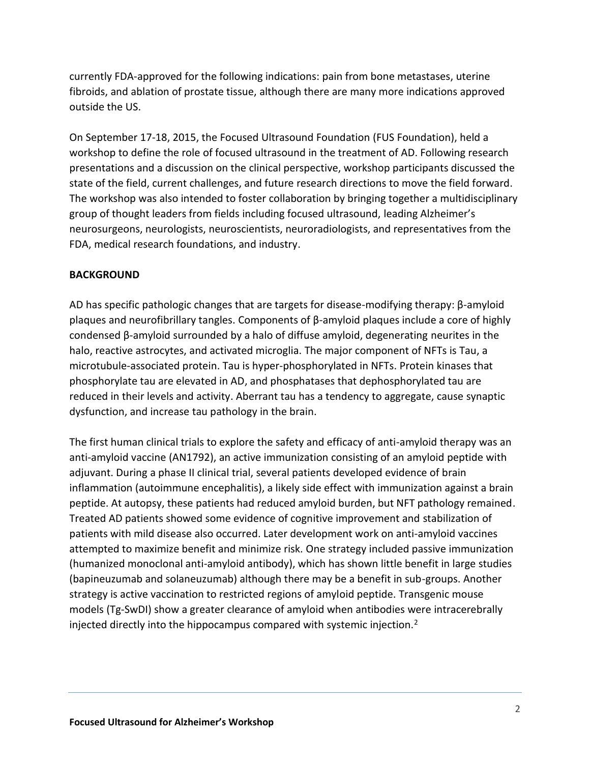currently FDA-approved for the following indications: pain from bone metastases, uterine fibroids, and ablation of prostate tissue, although there are many more indications approved outside the US.

On September 17-18, 2015, the Focused Ultrasound Foundation (FUS Foundation), held a workshop to define the role of focused ultrasound in the treatment of AD. Following research presentations and a discussion on the clinical perspective, workshop participants discussed the state of the field, current challenges, and future research directions to move the field forward. The workshop was also intended to foster collaboration by bringing together a multidisciplinary group of thought leaders from fields including focused ultrasound, leading Alzheimer's neurosurgeons, neurologists, neuroscientists, neuroradiologists, and representatives from the FDA, medical research foundations, and industry.

**BACKGROUND**

AD has specific pathologic changes that are targets for disease-modifying therapy: β-amyloid plaques and neurofibrillary tangles. Components of β-amyloid plaques include a core of highly condensed β-amyloid surrounded by a halo of diffuse amyloid, degenerating neurites in the halo, reactive astrocytes, and activated microglia. The major component of NFTs is Tau, a microtubule-associated protein. Tau is hyper-phosphorylated in NFTs. Protein kinases that phosphorylate tau are elevated in AD, and phosphatases that dephosphorylated tau are reduced in their levels and activity. Aberrant tau has a tendency to aggregate, cause synaptic dysfunction, and increase tau pathology in the brain.

The first human clinical trials to explore the safety and efficacy of anti-amyloid therapy was an anti-amyloid vaccine (AN1792), an active immunization consisting of an amyloid peptide with adjuvant. During a phase II clinical trial, several patients developed evidence of brain inflammation (autoimmune encephalitis), a likely side effect with immunization against a brain peptide. At autopsy, these patients had reduced amyloid burden, but NFT pathology remained. Treated AD patients showed some evidence of cognitive improvement and stabilization of patients with mild disease also occurred. Later development work on anti-amyloid vaccines attempted to maximize benefit and minimize risk. One strategy included passive immunization (humanized monoclonal anti-amyloid antibody), which has shown little benefit in large studies (bapineuzumab and solaneuzumab) although there may be a benefit in sub-groups. Another strategy is active vaccination to restricted regions of amyloid peptide. Transgenic mouse models (Tg-SwDI) show a greater clearance of amyloid when antibodies were intracerebrally injected directly into the hippocampus compared with systemic injection.[2]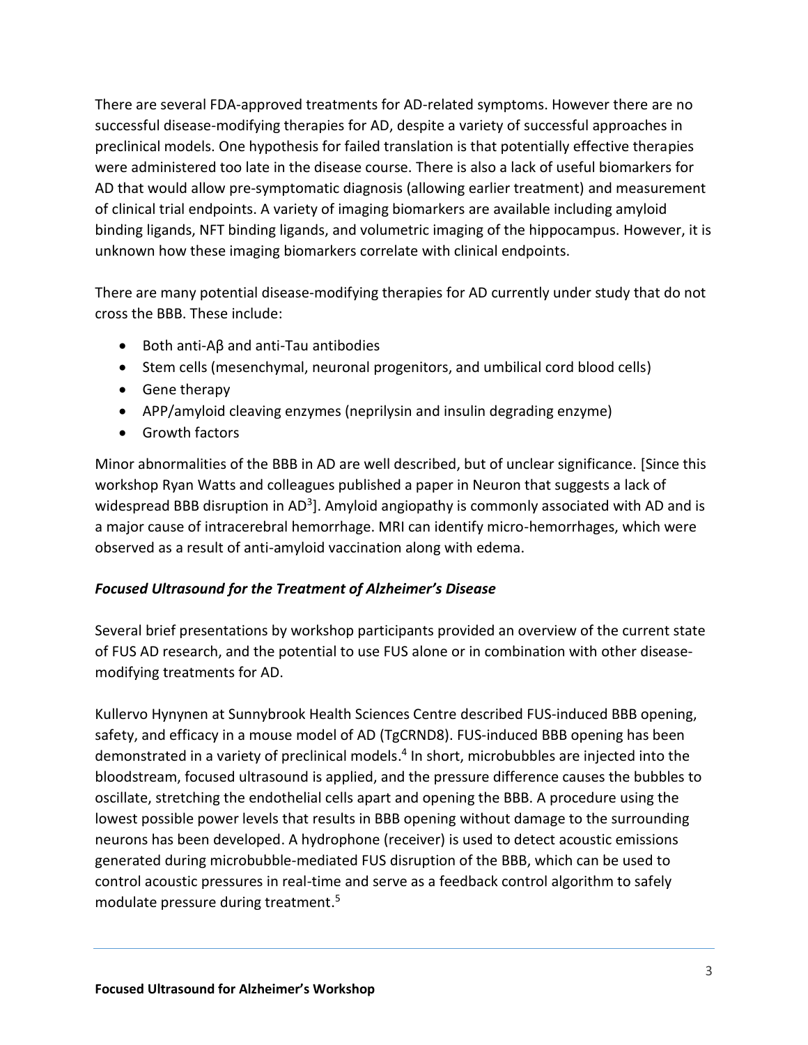There are several FDA-approved treatments for AD-related symptoms. However there are no successful disease-modifying therapies for AD, despite a variety of successful approaches in preclinical models. One hypothesis for failed translation is that potentially effective therapies were administered too late in the disease course. There is also a lack of useful biomarkers for AD that would allow pre-symptomatic diagnosis (allowing earlier treatment) and measurement of clinical trial endpoints. A variety of imaging biomarkers are available including amyloid binding ligands, NFT binding ligands, and volumetric imaging of the hippocampus. However, it is unknown how these imaging biomarkers correlate with clinical endpoints.

There are many potential disease-modifying therapies for AD currently under study that do not cross the BBB. These include:

- Both anti-Aβ and anti-Tau antibodies
- Stem cells (mesenchymal, neuronal progenitors, and umbilical cord blood cells)
- Gene therapy
- APP/amyloid cleaving enzymes (neprilysin and insulin degrading enzyme)
- Growth factors

Minor abnormalities of the BBB in AD are well described, but of unclear significance. [Since this workshop Ryan Watts and colleagues published a paper in Neuron that suggests a lack of widespread BBB disruption in AD[3]]. Amyloid angiopathy is commonly associated with AD and is a major cause of intracerebral hemorrhage. MRI can identify micro-hemorrhages, which were observed as a result of anti-amyloid vaccination along with edema.

### *Focused Ultrasound for the Treatment of Alzheimer's Disease*

Several brief presentations by workshop participants provided an overview of the current state of FUS AD research, and the potential to use FUS alone or in combination with other disease-modifying treatments for AD.

Kullervo Hynynen at Sunnybrook Health Sciences Centre described FUS-induced BBB opening, safety, and efficacy in a mouse model of AD (TgCRND8). FUS-induced BBB opening has been demonstrated in a variety of preclinical models.[4] In short, microbubbles are injected into the bloodstream, focused ultrasound is applied, and the pressure difference causes the bubbles to oscillate, stretching the endothelial cells apart and opening the BBB. A procedure using the lowest possible power levels that results in BBB opening without damage to the surrounding neurons has been developed. A hydrophone (receiver) is used to detect acoustic emissions generated during microbubble-mediated FUS disruption of the BBB, which can be used to control acoustic pressures in real-time and serve as a feedback control algorithm to safely modulate pressure during treatment.[5]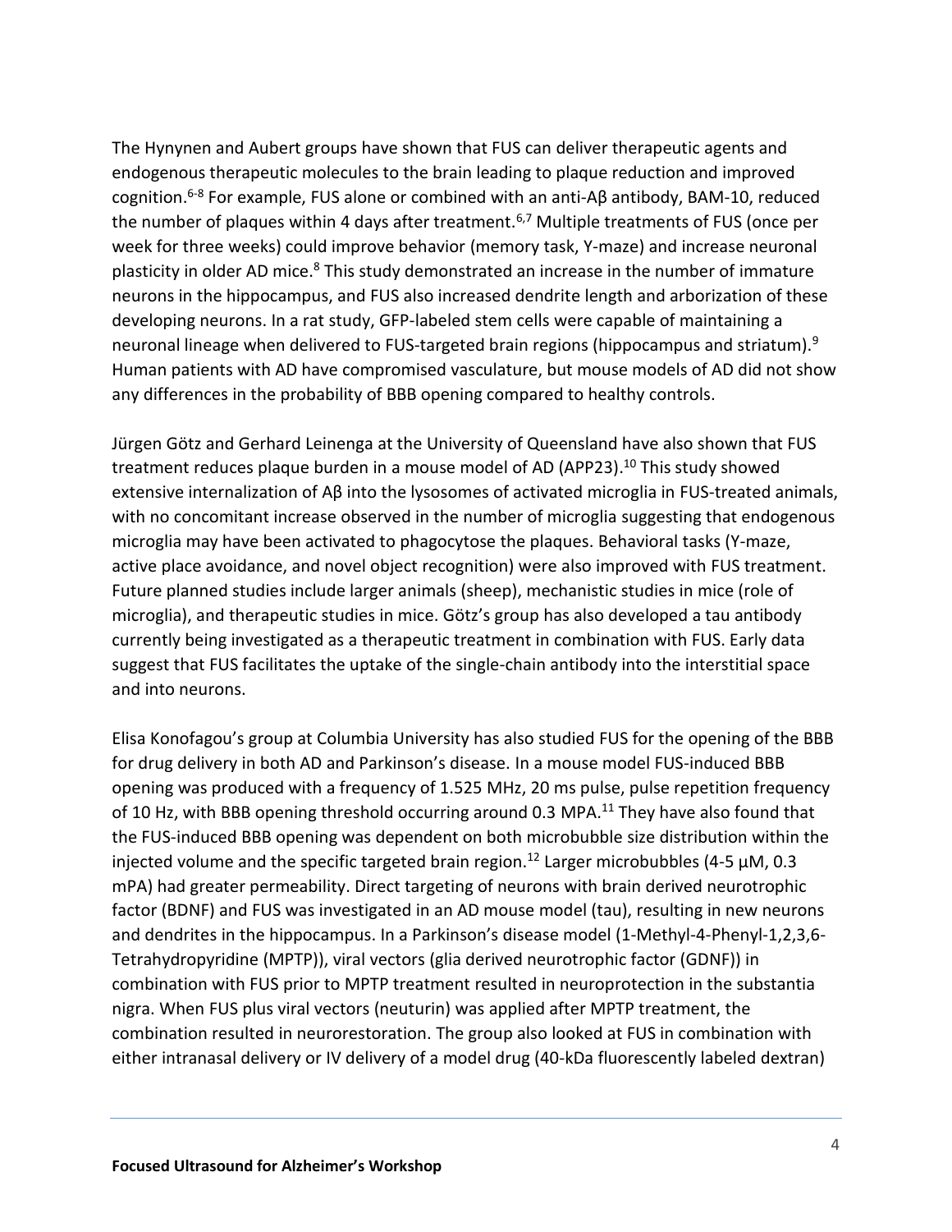The Hynynen and Aubert groups have shown that FUS can deliver therapeutic agents and endogenous therapeutic molecules to the brain leading to plaque reduction and improved cognition.[6-8] For example, FUS alone or combined with an anti-Aβ antibody, BAM-10, reduced the number of plaques within 4 days after treatment.[6,7] Multiple treatments of FUS (once per week for three weeks) could improve behavior (memory task, Y-maze) and increase neuronal plasticity in older AD mice.[8] This study demonstrated an increase in the number of immature neurons in the hippocampus, and FUS also increased dendrite length and arborization of these developing neurons. In a rat study, GFP-labeled stem cells were capable of maintaining a neuronal lineage when delivered to FUS-targeted brain regions (hippocampus and striatum).[9] Human patients with AD have compromised vasculature, but mouse models of AD did not show any differences in the probability of BBB opening compared to healthy controls.

Jürgen Götz and Gerhard Leinenga at the University of Queensland have also shown that FUS treatment reduces plaque burden in a mouse model of AD (APP23).[10] This study showed extensive internalization of Aβ into the lysosomes of activated microglia in FUS-treated animals, with no concomitant increase observed in the number of microglia suggesting that endogenous microglia may have been activated to phagocytose the plaques. Behavioral tasks (Y-maze, active place avoidance, and novel object recognition) were also improved with FUS treatment. Future planned studies include larger animals (sheep), mechanistic studies in mice (role of microglia), and therapeutic studies in mice. Götz's group has also developed a tau antibody currently being investigated as a therapeutic treatment in combination with FUS. Early data suggest that FUS facilitates the uptake of the single-chain antibody into the interstitial space and into neurons.

Elisa Konofagou's group at Columbia University has also studied FUS for the opening of the BBB for drug delivery in both AD and Parkinson's disease. In a mouse model FUS-induced BBB opening was produced with a frequency of 1.525 MHz, 20 ms pulse, pulse repetition frequency of 10 Hz, with BBB opening threshold occurring around 0.3 MPA.[11] They have also found that the FUS-induced BBB opening was dependent on both microbubble size distribution within the injected volume and the specific targeted brain region.[12] Larger microbubbles (4-5 μM, 0.3 mPA) had greater permeability. Direct targeting of neurons with brain derived neurotrophic factor (BDNF) and FUS was investigated in an AD mouse model (tau), resulting in new neurons and dendrites in the hippocampus. In a Parkinson's disease model (1-Methyl-4-Phenyl-1,2,3,6-Tetrahydropyridine (MPTP)), viral vectors (glia derived neurotrophic factor (GDNF)) in combination with FUS prior to MPTP treatment resulted in neuroprotection in the substantia nigra. When FUS plus viral vectors (neuturin) was applied after MPTP treatment, the combination resulted in neurorestoration. The group also looked at FUS in combination with either intranasal delivery or IV delivery of a model drug (40-kDa fluorescently labeled dextran)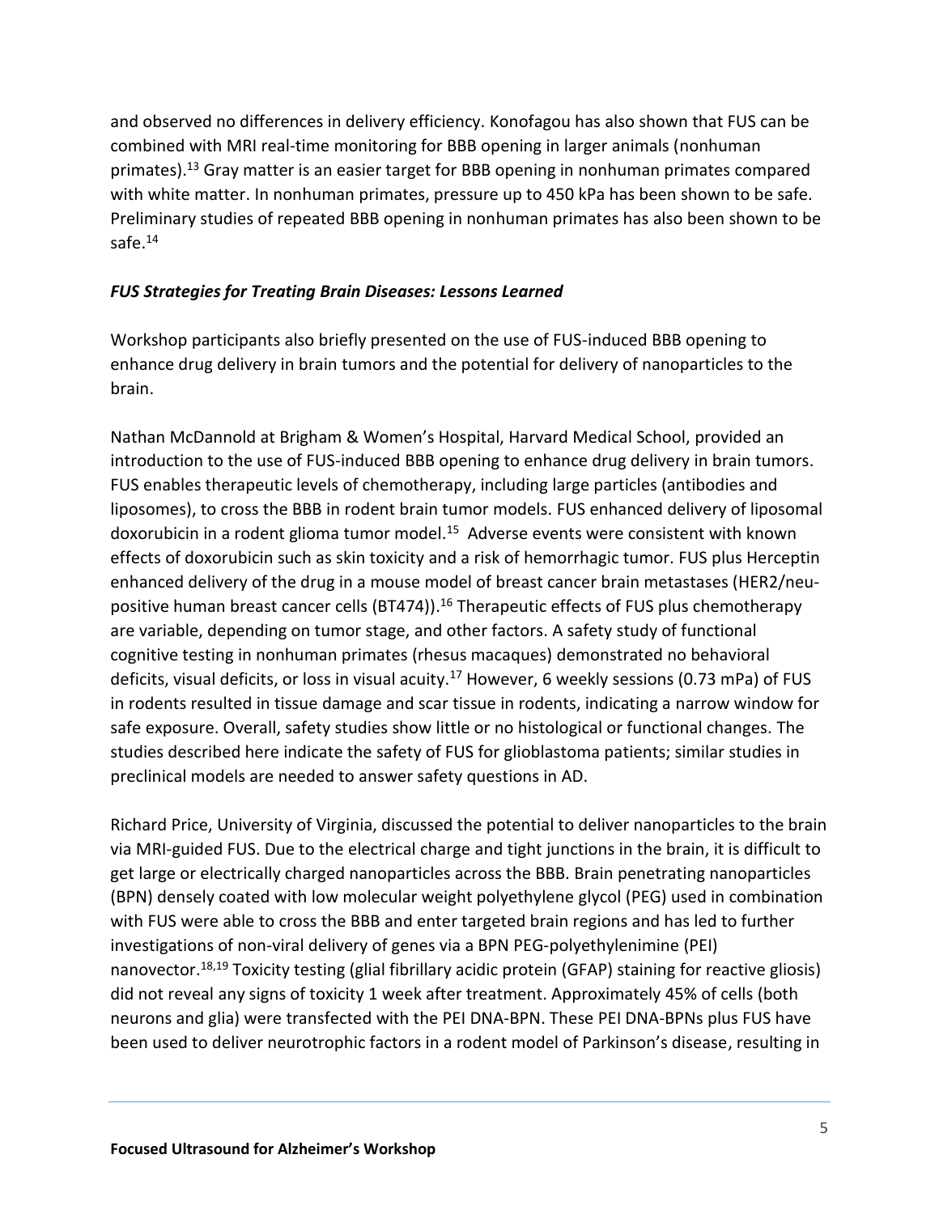and observed no differences in delivery efficiency. Konofagou has also shown that FUS can be combined with MRI real-time monitoring for BBB opening in larger animals (nonhuman primates).[13] Gray matter is an easier target for BBB opening in nonhuman primates compared with white matter. In nonhuman primates, pressure up to 450 kPa has been shown to be safe. Preliminary studies of repeated BBB opening in nonhuman primates has also been shown to be safe.[14]

### *FUS Strategies for Treating Brain Diseases: Lessons Learned*

Workshop participants also briefly presented on the use of FUS-induced BBB opening to enhance drug delivery in brain tumors and the potential for delivery of nanoparticles to the brain.

Nathan McDannold at Brigham & Women's Hospital, Harvard Medical School, provided an introduction to the use of FUS-induced BBB opening to enhance drug delivery in brain tumors. FUS enables therapeutic levels of chemotherapy, including large particles (antibodies and liposomes), to cross the BBB in rodent brain tumor models. FUS enhanced delivery of liposomal doxorubicin in a rodent glioma tumor model.[15] Adverse events were consistent with known effects of doxorubicin such as skin toxicity and a risk of hemorrhagic tumor. FUS plus Herceptin enhanced delivery of the drug in a mouse model of breast cancer brain metastases (HER2/neu-positive human breast cancer cells (BT474)).[16] Therapeutic effects of FUS plus chemotherapy are variable, depending on tumor stage, and other factors. A safety study of functional cognitive testing in nonhuman primates (rhesus macaques) demonstrated no behavioral deficits, visual deficits, or loss in visual acuity.[17] However, 6 weekly sessions (0.73 mPa) of FUS in rodents resulted in tissue damage and scar tissue in rodents, indicating a narrow window for safe exposure. Overall, safety studies show little or no histological or functional changes. The studies described here indicate the safety of FUS for glioblastoma patients; similar studies in preclinical models are needed to answer safety questions in AD.

Richard Price, University of Virginia, discussed the potential to deliver nanoparticles to the brain via MRI-guided FUS. Due to the electrical charge and tight junctions in the brain, it is difficult to get large or electrically charged nanoparticles across the BBB. Brain penetrating nanoparticles (BPN) densely coated with low molecular weight polyethylene glycol (PEG) used in combination with FUS were able to cross the BBB and enter targeted brain regions and has led to further investigations of non-viral delivery of genes via a BPN PEG-polyethylenimine (PEI) nanovector.[18,19] Toxicity testing (glial fibrillary acidic protein (GFAP) staining for reactive gliosis) did not reveal any signs of toxicity 1 week after treatment. Approximately 45% of cells (both neurons and glia) were transfected with the PEI DNA-BPN. These PEI DNA-BPNs plus FUS have been used to deliver neurotrophic factors in a rodent model of Parkinson's disease, resulting in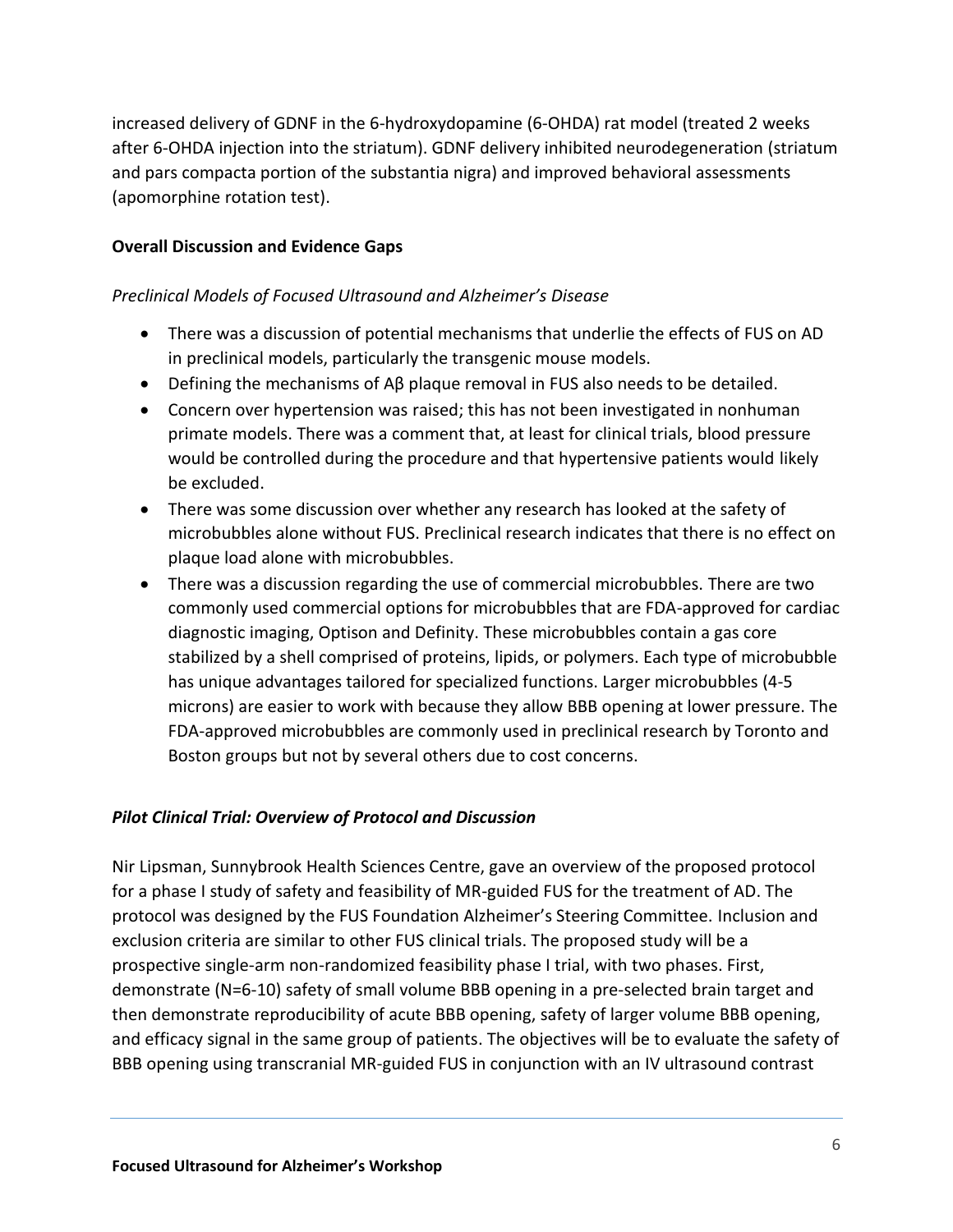increased delivery of GDNF in the 6-hydroxydopamine (6-OHDA) rat model (treated 2 weeks after 6-OHDA injection into the striatum). GDNF delivery inhibited neurodegeneration (striatum and pars compacta portion of the substantia nigra) and improved behavioral assessments (apomorphine rotation test).

**Overall Discussion and Evidence Gaps**

*Preclinical Models of Focused Ultrasound and Alzheimer's Disease*

- There was a discussion of potential mechanisms that underlie the effects of FUS on AD in preclinical models, particularly the transgenic mouse models.
- Defining the mechanisms of Aβ plaque removal in FUS also needs to be detailed.
- Concern over hypertension was raised; this has not been investigated in nonhuman primate models. There was a comment that, at least for clinical trials, blood pressure would be controlled during the procedure and that hypertensive patients would likely be excluded.
- There was some discussion over whether any research has looked at the safety of microbubbles alone without FUS. Preclinical research indicates that there is no effect on plaque load alone with microbubbles.
- There was a discussion regarding the use of commercial microbubbles. There are two commonly used commercial options for microbubbles that are FDA-approved for cardiac diagnostic imaging, Optison and Definity. These microbubbles contain a gas core stabilized by a shell comprised of proteins, lipids, or polymers. Each type of microbubble has unique advantages tailored for specialized functions. Larger microbubbles (4-5 microns) are easier to work with because they allow BBB opening at lower pressure. The FDA-approved microbubbles are commonly used in preclinical research by Toronto and Boston groups but not by several others due to cost concerns.

***Pilot Clinical Trial: Overview of Protocol and Discussion***

Nir Lipsman, Sunnybrook Health Sciences Centre, gave an overview of the proposed protocol for a phase I study of safety and feasibility of MR-guided FUS for the treatment of AD. The protocol was designed by the FUS Foundation Alzheimer's Steering Committee. Inclusion and exclusion criteria are similar to other FUS clinical trials. The proposed study will be a prospective single-arm non-randomized feasibility phase I trial, with two phases. First, demonstrate (N=6-10) safety of small volume BBB opening in a pre-selected brain target and then demonstrate reproducibility of acute BBB opening, safety of larger volume BBB opening, and efficacy signal in the same group of patients. The objectives will be to evaluate the safety of BBB opening using transcranial MR-guided FUS in conjunction with an IV ultrasound contrast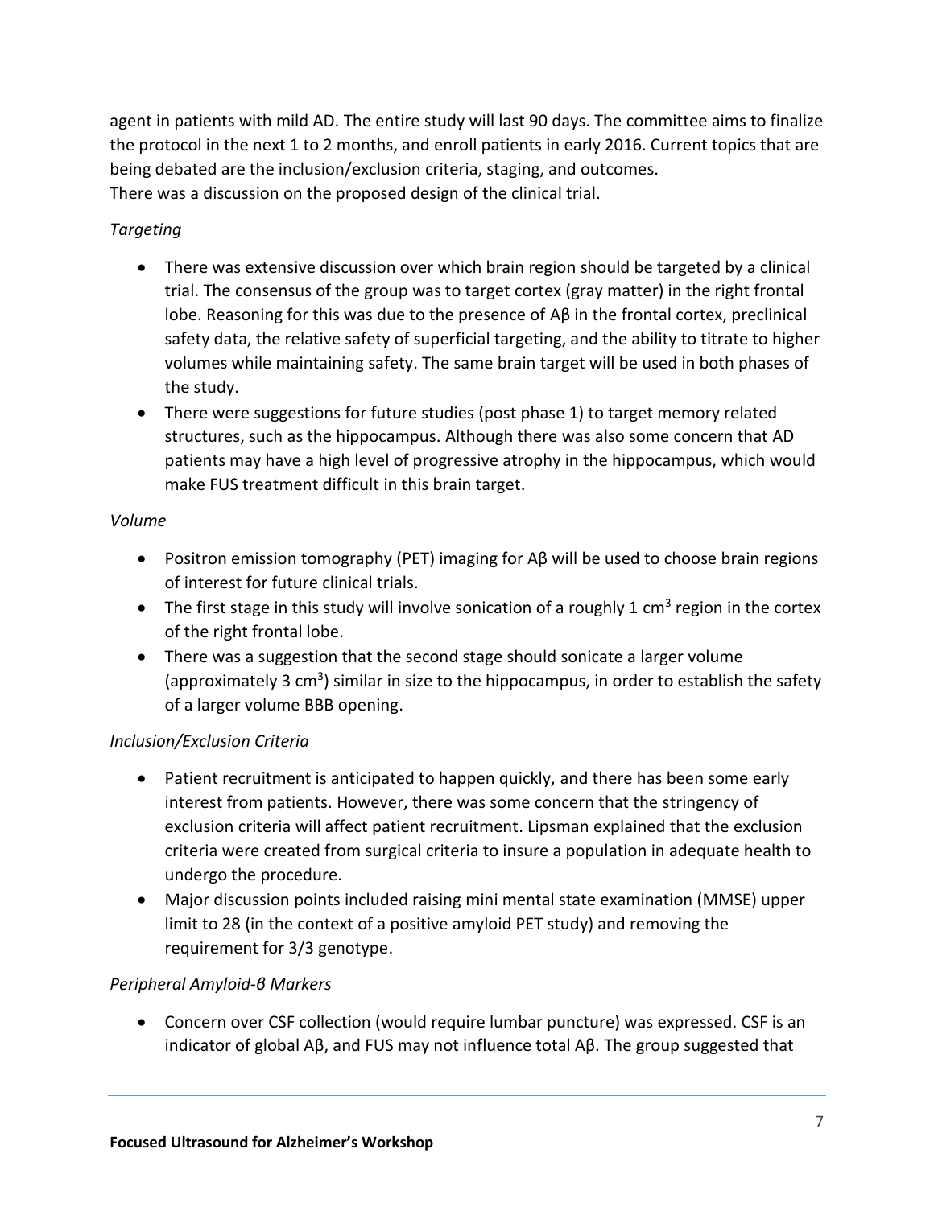agent in patients with mild AD. The entire study will last 90 days. The committee aims to finalize the protocol in the next 1 to 2 months, and enroll patients in early 2016. Current topics that are being debated are the inclusion/exclusion criteria, staging, and outcomes.
There was a discussion on the proposed design of the clinical trial.

*Targeting*

- There was extensive discussion over which brain region should be targeted by a clinical trial. The consensus of the group was to target cortex (gray matter) in the right frontal lobe. Reasoning for this was due to the presence of Aβ in the frontal cortex, preclinical safety data, the relative safety of superficial targeting, and the ability to titrate to higher volumes while maintaining safety. The same brain target will be used in both phases of the study.
- There were suggestions for future studies (post phase 1) to target memory related structures, such as the hippocampus. Although there was also some concern that AD patients may have a high level of progressive atrophy in the hippocampus, which would make FUS treatment difficult in this brain target.

*Volume*

- Positron emission tomography (PET) imaging for Aβ will be used to choose brain regions of interest for future clinical trials.
- The first stage in this study will involve sonication of a roughly 1 $cm^3$ region in the cortex of the right frontal lobe.
- There was a suggestion that the second stage should sonicate a larger volume (approximately 3 $cm^3$) similar in size to the hippocampus, in order to establish the safety of a larger volume BBB opening.

*Inclusion/Exclusion Criteria*

- Patient recruitment is anticipated to happen quickly, and there has been some early interest from patients. However, there was some concern that the stringency of exclusion criteria will affect patient recruitment. Lipsman explained that the exclusion criteria were created from surgical criteria to insure a population in adequate health to undergo the procedure.
- Major discussion points included raising mini mental state examination (MMSE) upper limit to 28 (in the context of a positive amyloid PET study) and removing the requirement for 3/3 genotype.

*Peripheral Amyloid-β Markers*

- Concern over CSF collection (would require lumbar puncture) was expressed. CSF is an indicator of global Aβ, and FUS may not influence total Aβ. The group suggested that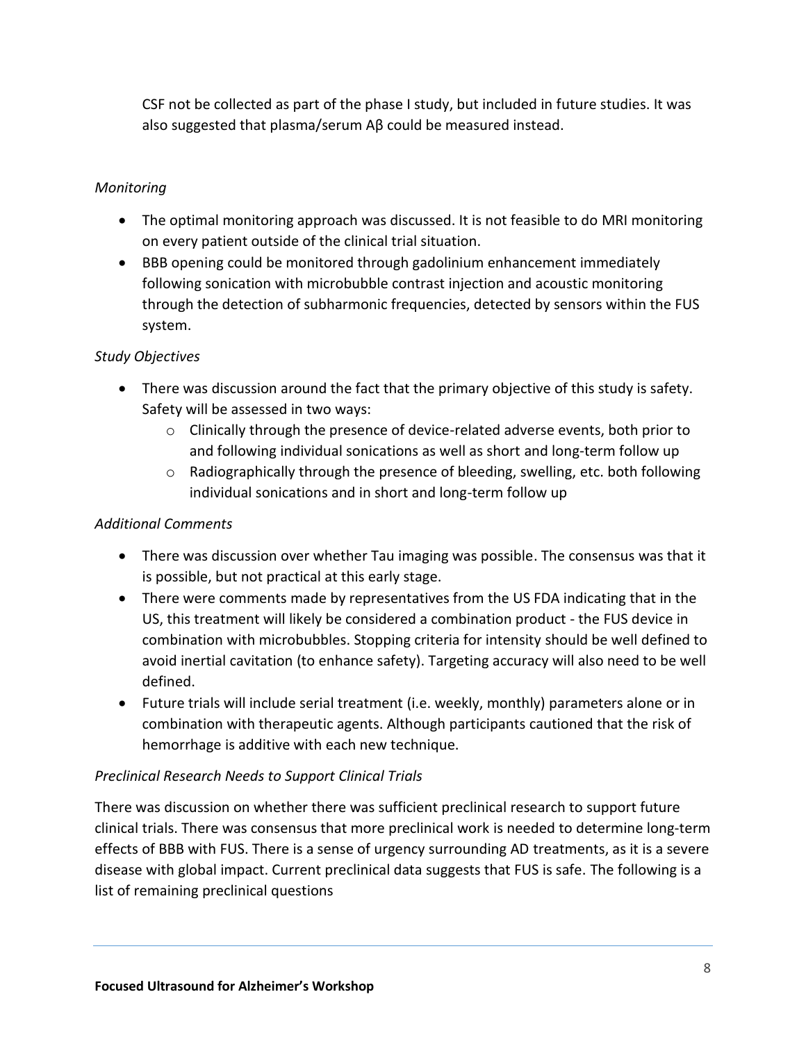CSF not be collected as part of the phase I study, but included in future studies. It was also suggested that plasma/serum Aβ could be measured instead.

*Monitoring*

- The optimal monitoring approach was discussed. It is not feasible to do MRI monitoring on every patient outside of the clinical trial situation.
- BBB opening could be monitored through gadolinium enhancement immediately following sonication with microbubble contrast injection and acoustic monitoring through the detection of subharmonic frequencies, detected by sensors within the FUS system.

*Study Objectives*

- There was discussion around the fact that the primary objective of this study is safety. Safety will be assessed in two ways:
    - Clinically through the presence of device-related adverse events, both prior to and following individual sonications as well as short and long-term follow up
    - Radiographically through the presence of bleeding, swelling, etc. both following individual sonications and in short and long-term follow up

*Additional Comments*

- There was discussion over whether Tau imaging was possible. The consensus was that it is possible, but not practical at this early stage.
- There were comments made by representatives from the US FDA indicating that in the US, this treatment will likely be considered a combination product - the FUS device in combination with microbubbles. Stopping criteria for intensity should be well defined to avoid inertial cavitation (to enhance safety). Targeting accuracy will also need to be well defined.
- Future trials will include serial treatment (i.e. weekly, monthly) parameters alone or in combination with therapeutic agents. Although participants cautioned that the risk of hemorrhage is additive with each new technique.

*Preclinical Research Needs to Support Clinical Trials*

There was discussion on whether there was sufficient preclinical research to support future clinical trials. There was consensus that more preclinical work is needed to determine long-term effects of BBB with FUS. There is a sense of urgency surrounding AD treatments, as it is a severe disease with global impact. Current preclinical data suggests that FUS is safe. The following is a list of remaining preclinical questions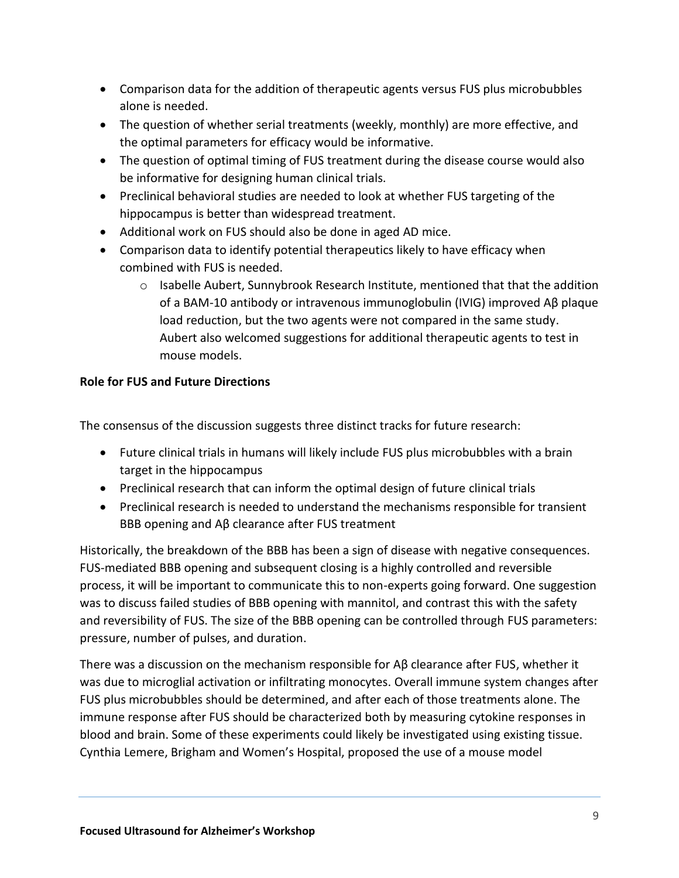- Comparison data for the addition of therapeutic agents versus FUS plus microbubbles alone is needed.
- The question of whether serial treatments (weekly, monthly) are more effective, and the optimal parameters for efficacy would be informative.
- The question of optimal timing of FUS treatment during the disease course would also be informative for designing human clinical trials.
- Preclinical behavioral studies are needed to look at whether FUS targeting of the hippocampus is better than widespread treatment.
- Additional work on FUS should also be done in aged AD mice.
- Comparison data to identify potential therapeutics likely to have efficacy when combined with FUS is needed.
    - Isabelle Aubert, Sunnybrook Research Institute, mentioned that that the addition of a BAM-10 antibody or intravenous immunoglobulin (IVIG) improved Aβ plaque load reduction, but the two agents were not compared in the same study. Aubert also welcomed suggestions for additional therapeutic agents to test in mouse models.

**Role for FUS and Future Directions**

The consensus of the discussion suggests three distinct tracks for future research:

- Future clinical trials in humans will likely include FUS plus microbubbles with a brain target in the hippocampus
- Preclinical research that can inform the optimal design of future clinical trials
- Preclinical research is needed to understand the mechanisms responsible for transient BBB opening and Aβ clearance after FUS treatment

Historically, the breakdown of the BBB has been a sign of disease with negative consequences. FUS-mediated BBB opening and subsequent closing is a highly controlled and reversible process, it will be important to communicate this to non-experts going forward. One suggestion was to discuss failed studies of BBB opening with mannitol, and contrast this with the safety and reversibility of FUS. The size of the BBB opening can be controlled through FUS parameters: pressure, number of pulses, and duration.

There was a discussion on the mechanism responsible for Aβ clearance after FUS, whether it was due to microglial activation or infiltrating monocytes. Overall immune system changes after FUS plus microbubbles should be determined, and after each of those treatments alone. The immune response after FUS should be characterized both by measuring cytokine responses in blood and brain. Some of these experiments could likely be investigated using existing tissue. Cynthia Lemere, Brigham and Women's Hospital, proposed the use of a mouse model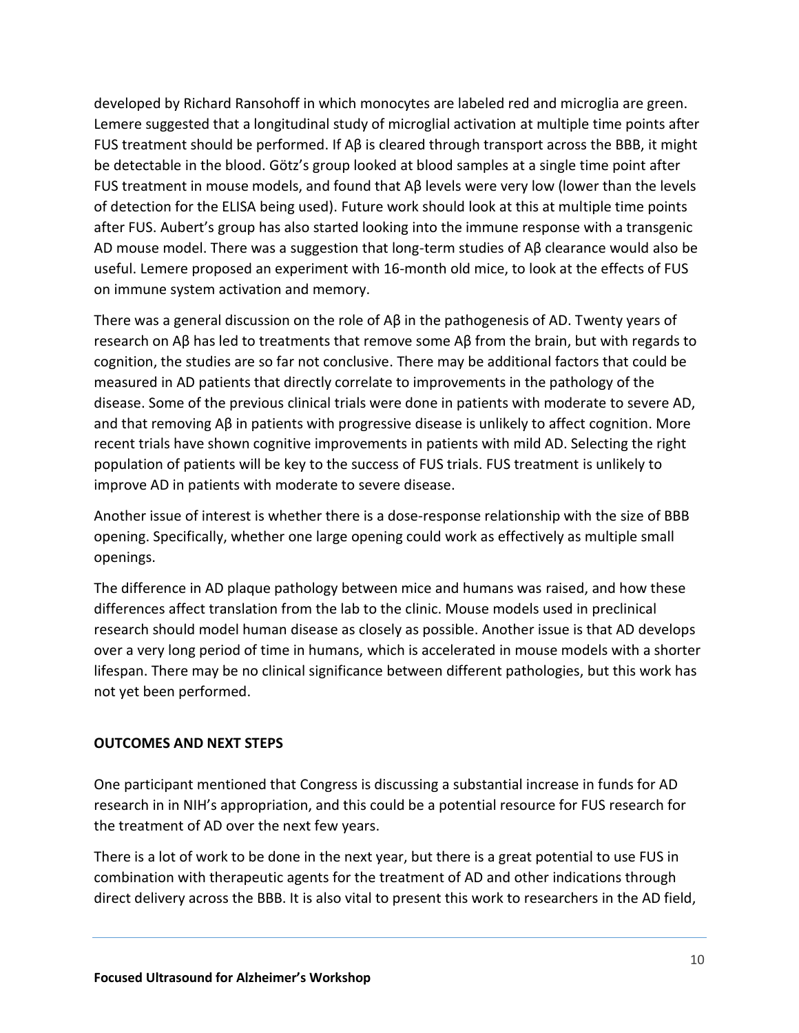developed by Richard Ransohoff in which monocytes are labeled red and microglia are green. Lemere suggested that a longitudinal study of microglial activation at multiple time points after FUS treatment should be performed. If Aβ is cleared through transport across the BBB, it might be detectable in the blood. Götz's group looked at blood samples at a single time point after FUS treatment in mouse models, and found that Aβ levels were very low (lower than the levels of detection for the ELISA being used). Future work should look at this at multiple time points after FUS. Aubert's group has also started looking into the immune response with a transgenic AD mouse model. There was a suggestion that long-term studies of Aβ clearance would also be useful. Lemere proposed an experiment with 16-month old mice, to look at the effects of FUS on immune system activation and memory.

There was a general discussion on the role of Aβ in the pathogenesis of AD. Twenty years of research on Aβ has led to treatments that remove some Aβ from the brain, but with regards to cognition, the studies are so far not conclusive. There may be additional factors that could be measured in AD patients that directly correlate to improvements in the pathology of the disease. Some of the previous clinical trials were done in patients with moderate to severe AD, and that removing Aβ in patients with progressive disease is unlikely to affect cognition. More recent trials have shown cognitive improvements in patients with mild AD. Selecting the right population of patients will be key to the success of FUS trials. FUS treatment is unlikely to improve AD in patients with moderate to severe disease.

Another issue of interest is whether there is a dose-response relationship with the size of BBB opening. Specifically, whether one large opening could work as effectively as multiple small openings.

The difference in AD plaque pathology between mice and humans was raised, and how these differences affect translation from the lab to the clinic. Mouse models used in preclinical research should model human disease as closely as possible. Another issue is that AD develops over a very long period of time in humans, which is accelerated in mouse models with a shorter lifespan. There may be no clinical significance between different pathologies, but this work has not yet been performed.

**OUTCOMES AND NEXT STEPS**

One participant mentioned that Congress is discussing a substantial increase in funds for AD research in in NIH's appropriation, and this could be a potential resource for FUS research for the treatment of AD over the next few years.

There is a lot of work to be done in the next year, but there is a great potential to use FUS in combination with therapeutic agents for the treatment of AD and other indications through direct delivery across the BBB. It is also vital to present this work to researchers in the AD field,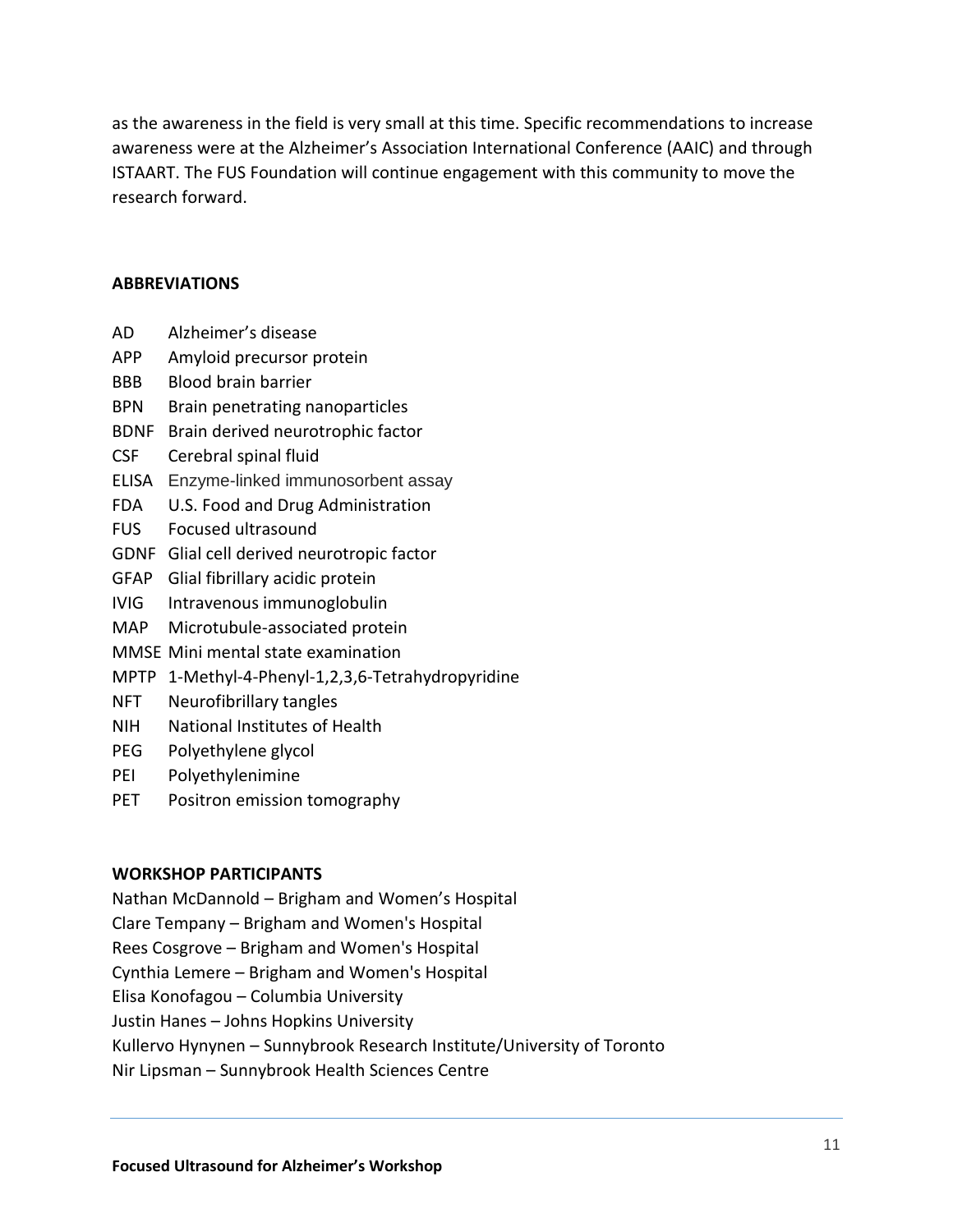as the awareness in the field is very small at this time. Specific recommendations to increase awareness were at the Alzheimer's Association International Conference (AAIC) and through ISTAART. The FUS Foundation will continue engagement with this community to move the research forward.

## ABBREVIATIONS

| | |
|---|---|
| AD | Alzheimer's disease |
| APP | Amyloid precursor protein |
| BBB | Blood brain barrier |
| BPN | Brain penetrating nanoparticles |
| BDNF | Brain derived neurotrophic factor |
| CSF | Cerebral spinal fluid |
| ELISA | Enzyme-linked immunosorbent assay |
| FDA | U.S. Food and Drug Administration |
| FUS | Focused ultrasound |
| GDNF | Glial cell derived neurotropic factor |
| GFAP | Glial fibrillary acidic protein |
| IVIG | Intravenous immunoglobulin |
| MAP | Microtubule-associated protein |
| MMSE | Mini mental state examination |
| MPTP | 1-Methyl-4-Phenyl-1,2,3,6-Tetrahydropyridine |
| NFT | Neurofibrillary tangles |
| NIH | National Institutes of Health |
| PEG | Polyethylene glycol |
| PEI | Polyethylenimine |
| PET | Positron emission tomography |

## WORKSHOP PARTICIPANTS

Nathan McDannold – Brigham and Women's Hospital
Clare Tempany – Brigham and Women's Hospital
Rees Cosgrove – Brigham and Women's Hospital
Cynthia Lemere – Brigham and Women's Hospital
Elisa Konofagou – Columbia University
Justin Hanes – Johns Hopkins University
Kullervo Hynynen – Sunnybrook Research Institute/University of Toronto
Nir Lipsman – Sunnybrook Health Sciences Centre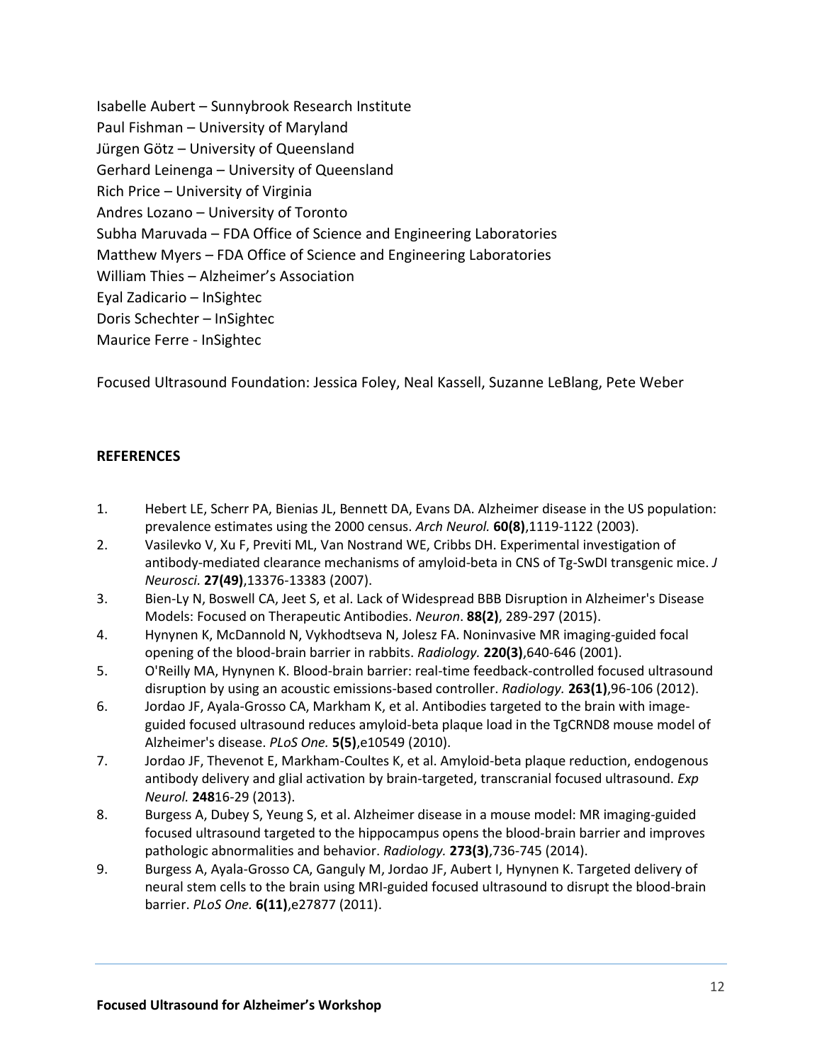Isabelle Aubert – Sunnybrook Research Institute
Paul Fishman – University of Maryland
Jürgen Götz – University of Queensland
Gerhard Leinenga – University of Queensland
Rich Price – University of Virginia
Andres Lozano – University of Toronto
Subha Maruvada – FDA Office of Science and Engineering Laboratories
Matthew Myers – FDA Office of Science and Engineering Laboratories
William Thies – Alzheimer's Association
Eyal Zadicario – InSightec
Doris Schechter – InSightec
Maurice Ferre - InSightec

Focused Ultrasound Foundation: Jessica Foley, Neal Kassell, Suzanne LeBlang, Pete Weber

## REFERENCES

1. Hebert LE, Scherr PA, Bienias JL, Bennett DA, Evans DA. Alzheimer disease in the US population: prevalence estimates using the 2000 census. *Arch Neurol.* **60(8)**,1119-1122 (2003).
2. Vasilevko V, Xu F, Previti ML, Van Nostrand WE, Cribbs DH. Experimental investigation of antibody-mediated clearance mechanisms of amyloid-beta in CNS of Tg-SwDI transgenic mice. *J Neurosci.* **27(49)**,13376-13383 (2007).
3. Bien-Ly N, Boswell CA, Jeet S, et al. Lack of Widespread BBB Disruption in Alzheimer's Disease Models: Focused on Therapeutic Antibodies. *Neuron*. **88(2)**, 289-297 (2015).
4. Hynynen K, McDannold N, Vykhodtseva N, Jolesz FA. Noninvasive MR imaging-guided focal opening of the blood-brain barrier in rabbits. *Radiology.* **220(3)**,640-646 (2001).
5. O'Reilly MA, Hynynen K. Blood-brain barrier: real-time feedback-controlled focused ultrasound disruption by using an acoustic emissions-based controller. *Radiology.* **263(1)**,96-106 (2012).
6. Jordao JF, Ayala-Grosso CA, Markham K, et al. Antibodies targeted to the brain with image-guided focused ultrasound reduces amyloid-beta plaque load in the TgCRND8 mouse model of Alzheimer's disease. *PLoS One.* **5(5)**,e10549 (2010).
7. Jordao JF, Thevenot E, Markham-Coultes K, et al. Amyloid-beta plaque reduction, endogenous antibody delivery and glial activation by brain-targeted, transcranial focused ultrasound. *Exp Neurol.* **248**16-29 (2013).
8. Burgess A, Dubey S, Yeung S, et al. Alzheimer disease in a mouse model: MR imaging-guided focused ultrasound targeted to the hippocampus opens the blood-brain barrier and improves pathologic abnormalities and behavior. *Radiology.* **273(3)**,736-745 (2014).
9. Burgess A, Ayala-Grosso CA, Ganguly M, Jordao JF, Aubert I, Hynynen K. Targeted delivery of neural stem cells to the brain using MRI-guided focused ultrasound to disrupt the blood-brain barrier. *PLoS One.* **6(11)**,e27877 (2011).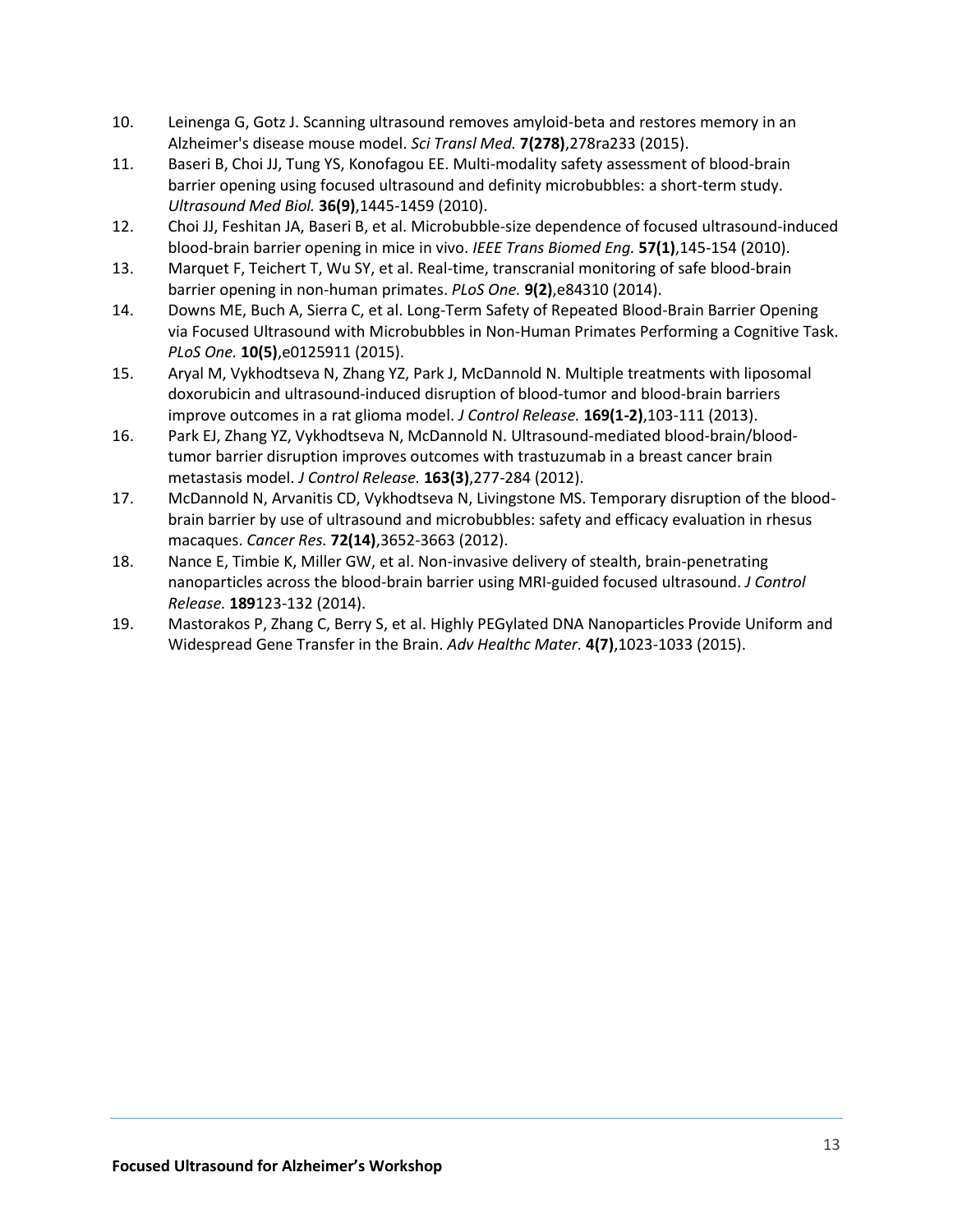10. Leinenga G, Gotz J. Scanning ultrasound removes amyloid-beta and restores memory in an Alzheimer's disease mouse model. *Sci Transl Med.* **7(278)**,278ra233 (2015).
11. Baseri B, Choi JJ, Tung YS, Konofagou EE. Multi-modality safety assessment of blood-brain barrier opening using focused ultrasound and definity microbubbles: a short-term study. *Ultrasound Med Biol.* **36(9)**,1445-1459 (2010).
12. Choi JJ, Feshitan JA, Baseri B, et al. Microbubble-size dependence of focused ultrasound-induced blood-brain barrier opening in mice in vivo. *IEEE Trans Biomed Eng.* **57(1)**,145-154 (2010).
13. Marquet F, Teichert T, Wu SY, et al. Real-time, transcranial monitoring of safe blood-brain barrier opening in non-human primates. *PLoS One.* **9(2)**,e84310 (2014).
14. Downs ME, Buch A, Sierra C, et al. Long-Term Safety of Repeated Blood-Brain Barrier Opening via Focused Ultrasound with Microbubbles in Non-Human Primates Performing a Cognitive Task. *PLoS One.* **10(5)**,e0125911 (2015).
15. Aryal M, Vykhodtseva N, Zhang YZ, Park J, McDannold N. Multiple treatments with liposomal doxorubicin and ultrasound-induced disruption of blood-tumor and blood-brain barriers improve outcomes in a rat glioma model. *J Control Release.* **169(1-2)**,103-111 (2013).
16. Park EJ, Zhang YZ, Vykhodtseva N, McDannold N. Ultrasound-mediated blood-brain/blood-tumor barrier disruption improves outcomes with trastuzumab in a breast cancer brain metastasis model. *J Control Release.* **163(3)**,277-284 (2012).
17. McDannold N, Arvanitis CD, Vykhodtseva N, Livingstone MS. Temporary disruption of the blood-brain barrier by use of ultrasound and microbubbles: safety and efficacy evaluation in rhesus macaques. *Cancer Res.* **72(14)**,3652-3663 (2012).
18. Nance E, Timbie K, Miller GW, et al. Non-invasive delivery of stealth, brain-penetrating nanoparticles across the blood-brain barrier using MRI-guided focused ultrasound. *J Control Release.* **189**123-132 (2014).
19. Mastorakos P, Zhang C, Berry S, et al. Highly PEGylated DNA Nanoparticles Provide Uniform and Widespread Gene Transfer in the Brain. *Adv Healthc Mater.* **4(7)**,1023-1033 (2015).